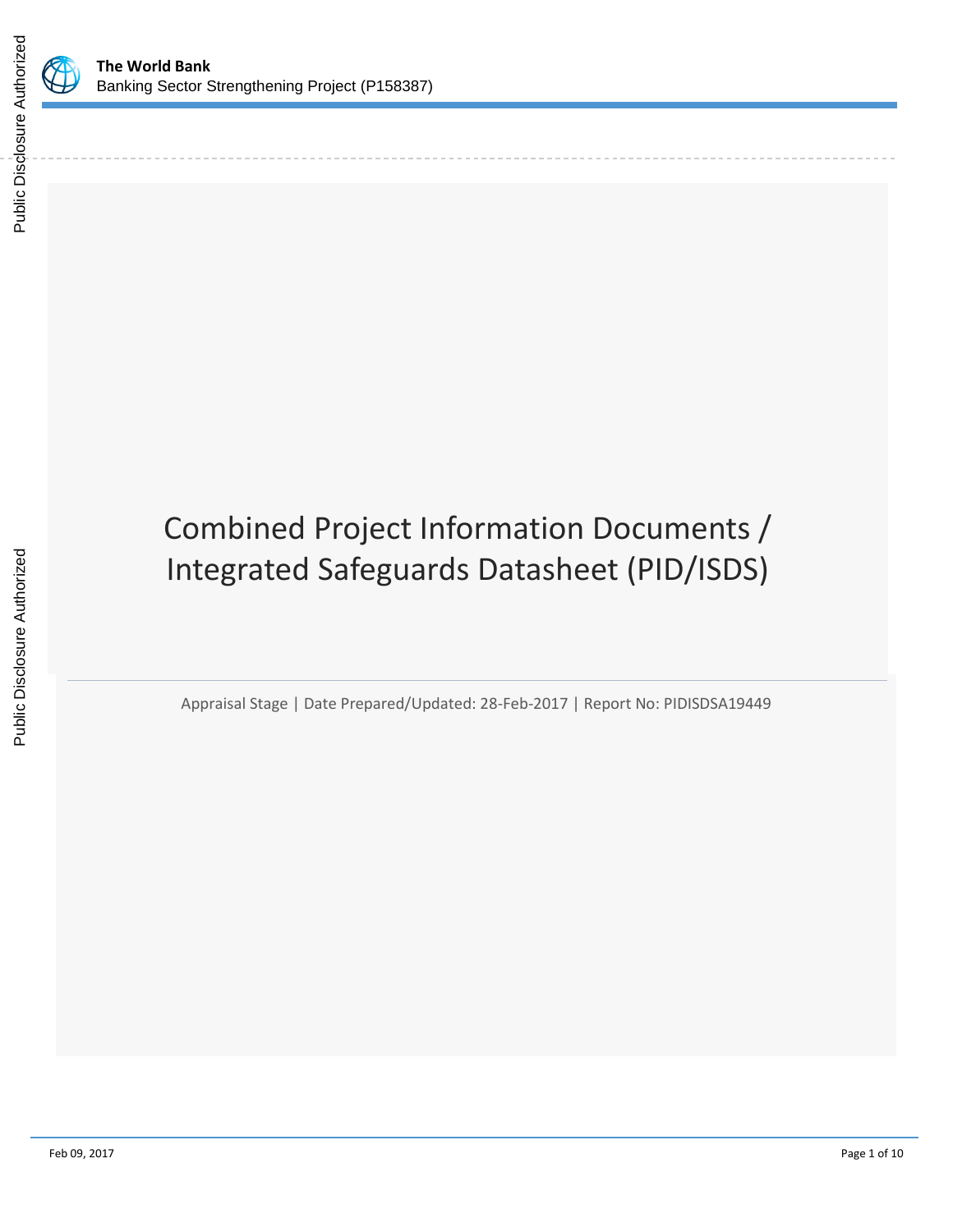**The World Bank**
Banking Sector Strengthening Project (P158387)

# Combined Project Information Documents / Integrated Safeguards Datasheet (PID/ISDS)

Appraisal Stage | Date Prepared/Updated: 28-Feb-2017 | Report No: PIDISDSA19449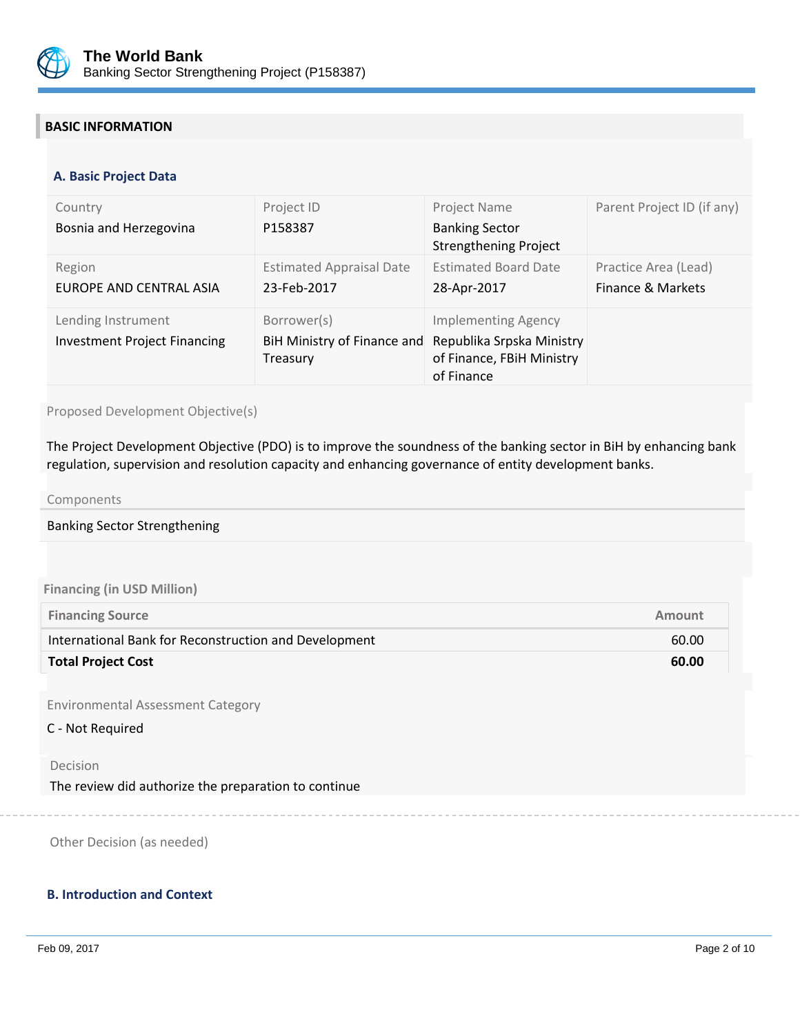## BASIC INFORMATION

### A. Basic Project Data

| Country | Project ID | Project Name | Parent Project ID (if any) |
|---|---|---|---|
| Bosnia and Herzegovina | P158387 | Banking Sector Strengthening Project | |
| **Region** | **Estimated Appraisal Date** | **Estimated Board Date** | **Practice Area (Lead)** |
| EUROPE AND CENTRAL ASIA | 23-Feb-2017 | 28-Apr-2017 | Finance & Markets |
| **Lending Instrument** | **Borrower(s)** | **Implementing Agency** | |
| Investment Project Financing | BiH Ministry of Finance and Treasury | Republika Srpska Ministry of Finance, FBiH Ministry of Finance | |

Proposed Development Objective(s)

The Project Development Objective (PDO) is to improve the soundness of the banking sector in BiH by enhancing bank regulation, supervision and resolution capacity and enhancing governance of entity development banks.

Components

Banking Sector Strengthening

**Financing (in USD Million)**

| Financing Source | Amount |
|---|---|
| International Bank for Reconstruction and Development | 60.00 |
| **Total Project Cost** | **60.00** |

Environmental Assessment Category

C - Not Required

Decision

The review did authorize the preparation to continue

Other Decision (as needed)

### B. Introduction and Context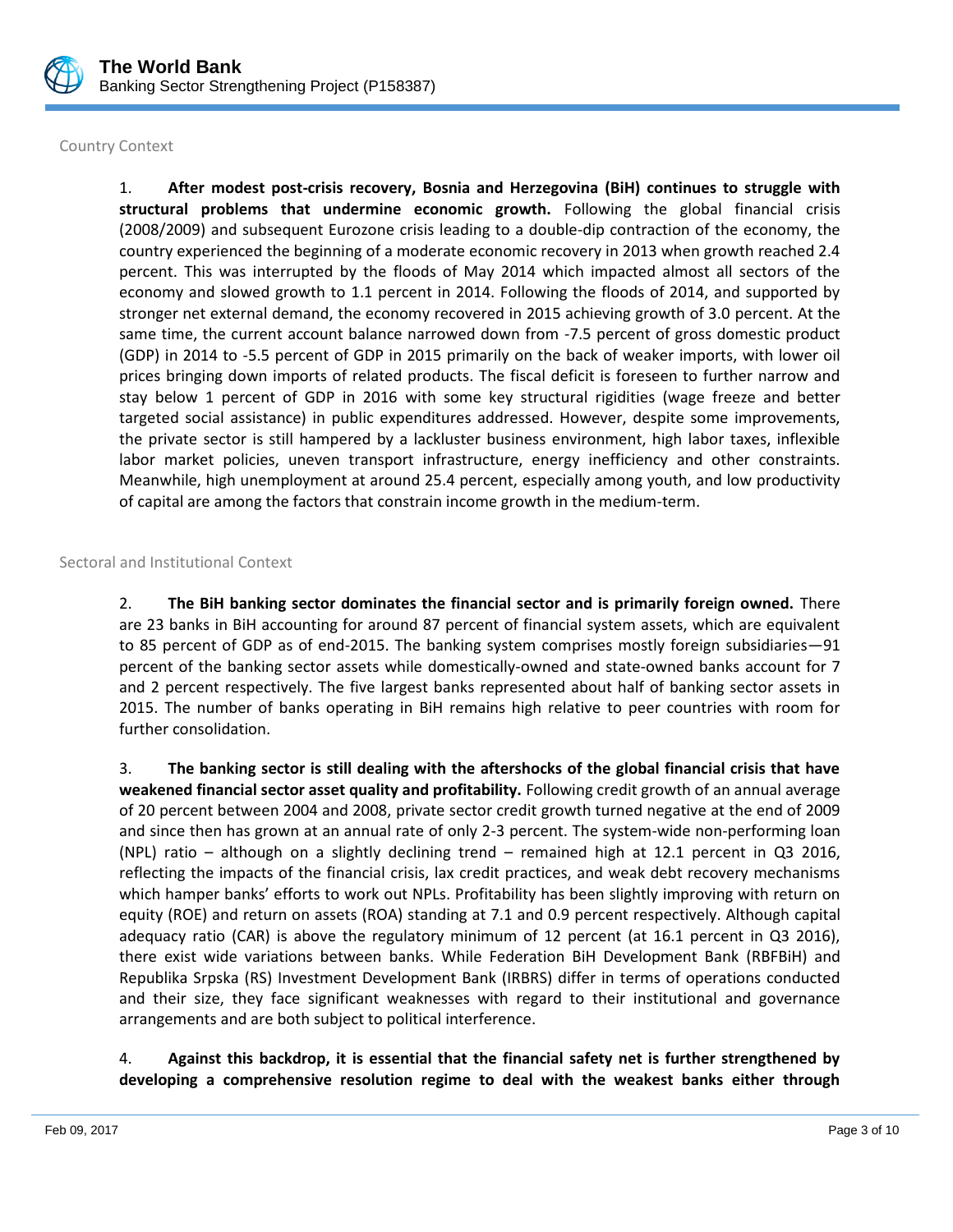## Country Context

1. **After modest post-crisis recovery, Bosnia and Herzegovina (BiH) continues to struggle with structural problems that undermine economic growth.** Following the global financial crisis (2008/2009) and subsequent Eurozone crisis leading to a double-dip contraction of the economy, the country experienced the beginning of a moderate economic recovery in 2013 when growth reached 2.4 percent. This was interrupted by the floods of May 2014 which impacted almost all sectors of the economy and slowed growth to 1.1 percent in 2014. Following the floods of 2014, and supported by stronger net external demand, the economy recovered in 2015 achieving growth of 3.0 percent. At the same time, the current account balance narrowed down from -7.5 percent of gross domestic product (GDP) in 2014 to -5.5 percent of GDP in 2015 primarily on the back of weaker imports, with lower oil prices bringing down imports of related products. The fiscal deficit is foreseen to further narrow and stay below 1 percent of GDP in 2016 with some key structural rigidities (wage freeze and better targeted social assistance) in public expenditures addressed. However, despite some improvements, the private sector is still hampered by a lackluster business environment, high labor taxes, inflexible labor market policies, uneven transport infrastructure, energy inefficiency and other constraints. Meanwhile, high unemployment at around 25.4 percent, especially among youth, and low productivity of capital are among the factors that constrain income growth in the medium-term.

## Sectoral and Institutional Context

2. **The BiH banking sector dominates the financial sector and is primarily foreign owned.** There are 23 banks in BiH accounting for around 87 percent of financial system assets, which are equivalent to 85 percent of GDP as of end-2015. The banking system comprises mostly foreign subsidiaries—91 percent of the banking sector assets while domestically-owned and state-owned banks account for 7 and 2 percent respectively. The five largest banks represented about half of banking sector assets in 2015. The number of banks operating in BiH remains high relative to peer countries with room for further consolidation.

3. **The banking sector is still dealing with the aftershocks of the global financial crisis that have weakened financial sector asset quality and profitability.** Following credit growth of an annual average of 20 percent between 2004 and 2008, private sector credit growth turned negative at the end of 2009 and since then has grown at an annual rate of only 2-3 percent. The system-wide non-performing loan (NPL) ratio – although on a slightly declining trend – remained high at 12.1 percent in Q3 2016, reflecting the impacts of the financial crisis, lax credit practices, and weak debt recovery mechanisms which hamper banks' efforts to work out NPLs. Profitability has been slightly improving with return on equity (ROE) and return on assets (ROA) standing at 7.1 and 0.9 percent respectively. Although capital adequacy ratio (CAR) is above the regulatory minimum of 12 percent (at 16.1 percent in Q3 2016), there exist wide variations between banks. While Federation BiH Development Bank (RBFBiH) and Republika Srpska (RS) Investment Development Bank (IRBRS) differ in terms of operations conducted and their size, they face significant weaknesses with regard to their institutional and governance arrangements and are both subject to political interference.

4. **Against this backdrop, it is essential that the financial safety net is further strengthened by developing a comprehensive resolution regime to deal with the weakest banks either through**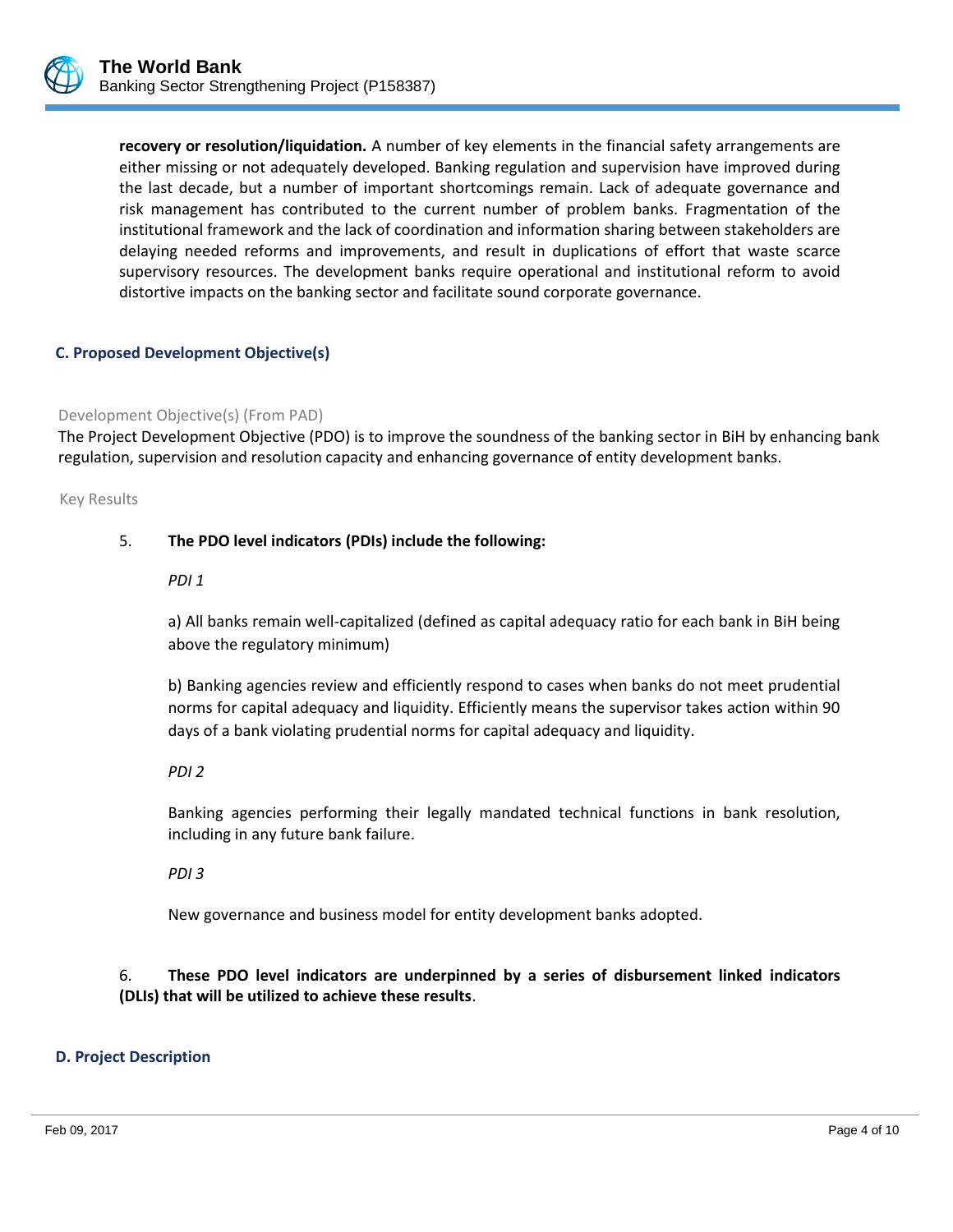**recovery or resolution/liquidation.** A number of key elements in the financial safety arrangements are either missing or not adequately developed. Banking regulation and supervision have improved during the last decade, but a number of important shortcomings remain. Lack of adequate governance and risk management has contributed to the current number of problem banks. Fragmentation of the institutional framework and the lack of coordination and information sharing between stakeholders are delaying needed reforms and improvements, and result in duplications of effort that waste scarce supervisory resources. The development banks require operational and institutional reform to avoid distortive impacts on the banking sector and facilitate sound corporate governance.

### C. Proposed Development Objective(s)

Development Objective(s) (From PAD)

The Project Development Objective (PDO) is to improve the soundness of the banking sector in BiH by enhancing bank regulation, supervision and resolution capacity and enhancing governance of entity development banks.

Key Results

5. **The PDO level indicators (PDIs) include the following:**

*PDI 1*

a) All banks remain well-capitalized (defined as capital adequacy ratio for each bank in BiH being above the regulatory minimum)

b) Banking agencies review and efficiently respond to cases when banks do not meet prudential norms for capital adequacy and liquidity. Efficiently means the supervisor takes action within 90 days of a bank violating prudential norms for capital adequacy and liquidity.

*PDI 2*

Banking agencies performing their legally mandated technical functions in bank resolution, including in any future bank failure.

*PDI 3*

New governance and business model for entity development banks adopted.

6. **These PDO level indicators are underpinned by a series of disbursement linked indicators (DLIs) that will be utilized to achieve these results**.

### D. Project Description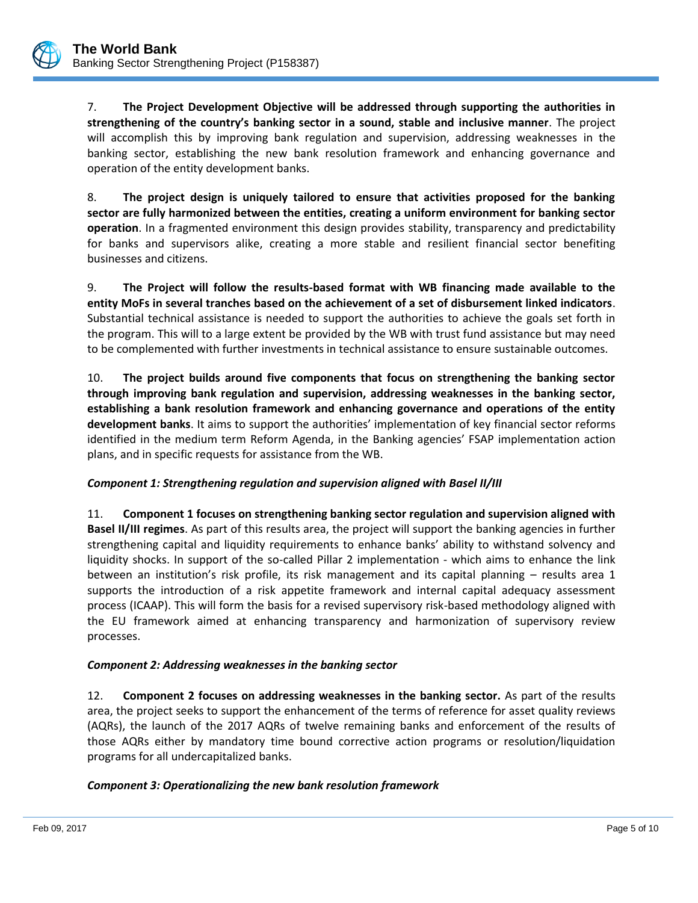7. **The Project Development Objective will be addressed through supporting the authorities in strengthening of the country's banking sector in a sound, stable and inclusive manner**. The project will accomplish this by improving bank regulation and supervision, addressing weaknesses in the banking sector, establishing the new bank resolution framework and enhancing governance and operation of the entity development banks.

8. **The project design is uniquely tailored to ensure that activities proposed for the banking sector are fully harmonized between the entities, creating a uniform environment for banking sector operation**. In a fragmented environment this design provides stability, transparency and predictability for banks and supervisors alike, creating a more stable and resilient financial sector benefiting businesses and citizens.

9. **The Project will follow the results-based format with WB financing made available to the entity MoFs in several tranches based on the achievement of a set of disbursement linked indicators**. Substantial technical assistance is needed to support the authorities to achieve the goals set forth in the program. This will to a large extent be provided by the WB with trust fund assistance but may need to be complemented with further investments in technical assistance to ensure sustainable outcomes.

10. **The project builds around five components that focus on strengthening the banking sector through improving bank regulation and supervision, addressing weaknesses in the banking sector, establishing a bank resolution framework and enhancing governance and operations of the entity development banks**. It aims to support the authorities' implementation of key financial sector reforms identified in the medium term Reform Agenda, in the Banking agencies' FSAP implementation action plans, and in specific requests for assistance from the WB.

***Component 1: Strengthening regulation and supervision aligned with Basel II/III***

11. **Component 1 focuses on strengthening banking sector regulation and supervision aligned with Basel II/III regimes**. As part of this results area, the project will support the banking agencies in further strengthening capital and liquidity requirements to enhance banks' ability to withstand solvency and liquidity shocks. In support of the so-called Pillar 2 implementation - which aims to enhance the link between an institution's risk profile, its risk management and its capital planning – results area 1 supports the introduction of a risk appetite framework and internal capital adequacy assessment process (ICAAP). This will form the basis for a revised supervisory risk-based methodology aligned with the EU framework aimed at enhancing transparency and harmonization of supervisory review processes.

***Component 2: Addressing weaknesses in the banking sector***

12. **Component 2 focuses on addressing weaknesses in the banking sector.** As part of the results area, the project seeks to support the enhancement of the terms of reference for asset quality reviews (AQRs), the launch of the 2017 AQRs of twelve remaining banks and enforcement of the results of those AQRs either by mandatory time bound corrective action programs or resolution/liquidation programs for all undercapitalized banks.

***Component 3: Operationalizing the new bank resolution framework***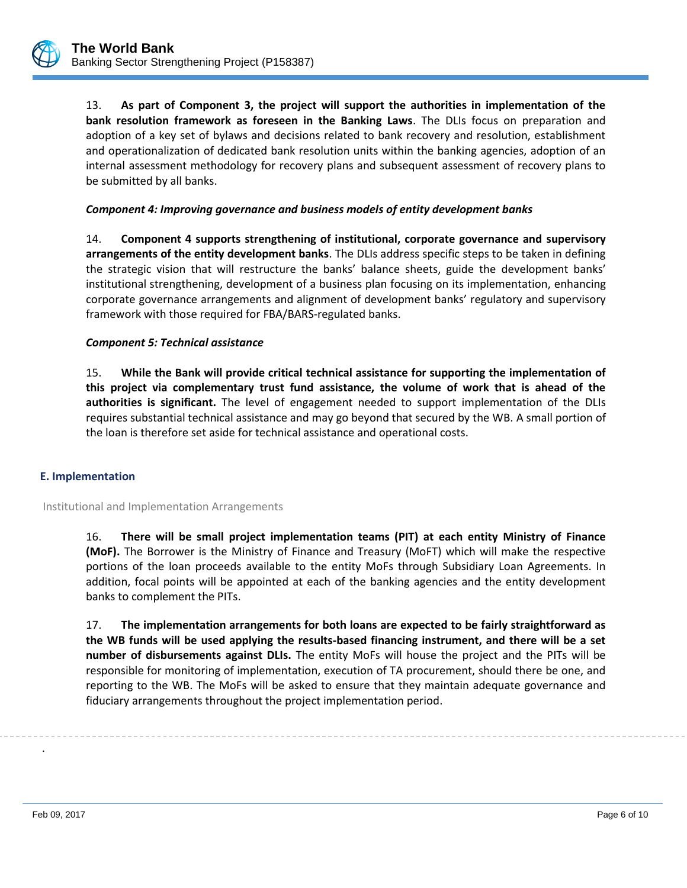13. **As part of Component 3, the project will support the authorities in implementation of the bank resolution framework as foreseen in the Banking Laws**. The DLIs focus on preparation and adoption of a key set of bylaws and decisions related to bank recovery and resolution, establishment and operationalization of dedicated bank resolution units within the banking agencies, adoption of an internal assessment methodology for recovery plans and subsequent assessment of recovery plans to be submitted by all banks.

***Component 4: Improving governance and business models of entity development banks***

14. **Component 4 supports strengthening of institutional, corporate governance and supervisory arrangements of the entity development banks**. The DLIs address specific steps to be taken in defining the strategic vision that will restructure the banks' balance sheets, guide the development banks' institutional strengthening, development of a business plan focusing on its implementation, enhancing corporate governance arrangements and alignment of development banks' regulatory and supervisory framework with those required for FBA/BARS-regulated banks.

***Component 5: Technical assistance***

15. **While the Bank will provide critical technical assistance for supporting the implementation of this project via complementary trust fund assistance, the volume of work that is ahead of the authorities is significant.** The level of engagement needed to support implementation of the DLIs requires substantial technical assistance and may go beyond that secured by the WB. A small portion of the loan is therefore set aside for technical assistance and operational costs.

## E. Implementation

### Institutional and Implementation Arrangements

16. **There will be small project implementation teams (PIT) at each entity Ministry of Finance (MoF).** The Borrower is the Ministry of Finance and Treasury (MoFT) which will make the respective portions of the loan proceeds available to the entity MoFs through Subsidiary Loan Agreements. In addition, focal points will be appointed at each of the banking agencies and the entity development banks to complement the PITs.

17. **The implementation arrangements for both loans are expected to be fairly straightforward as the WB funds will be used applying the results-based financing instrument, and there will be a set number of disbursements against DLIs.** The entity MoFs will house the project and the PITs will be responsible for monitoring of implementation, execution of TA procurement, should there be one, and reporting to the WB. The MoFs will be asked to ensure that they maintain adequate governance and fiduciary arrangements throughout the project implementation period.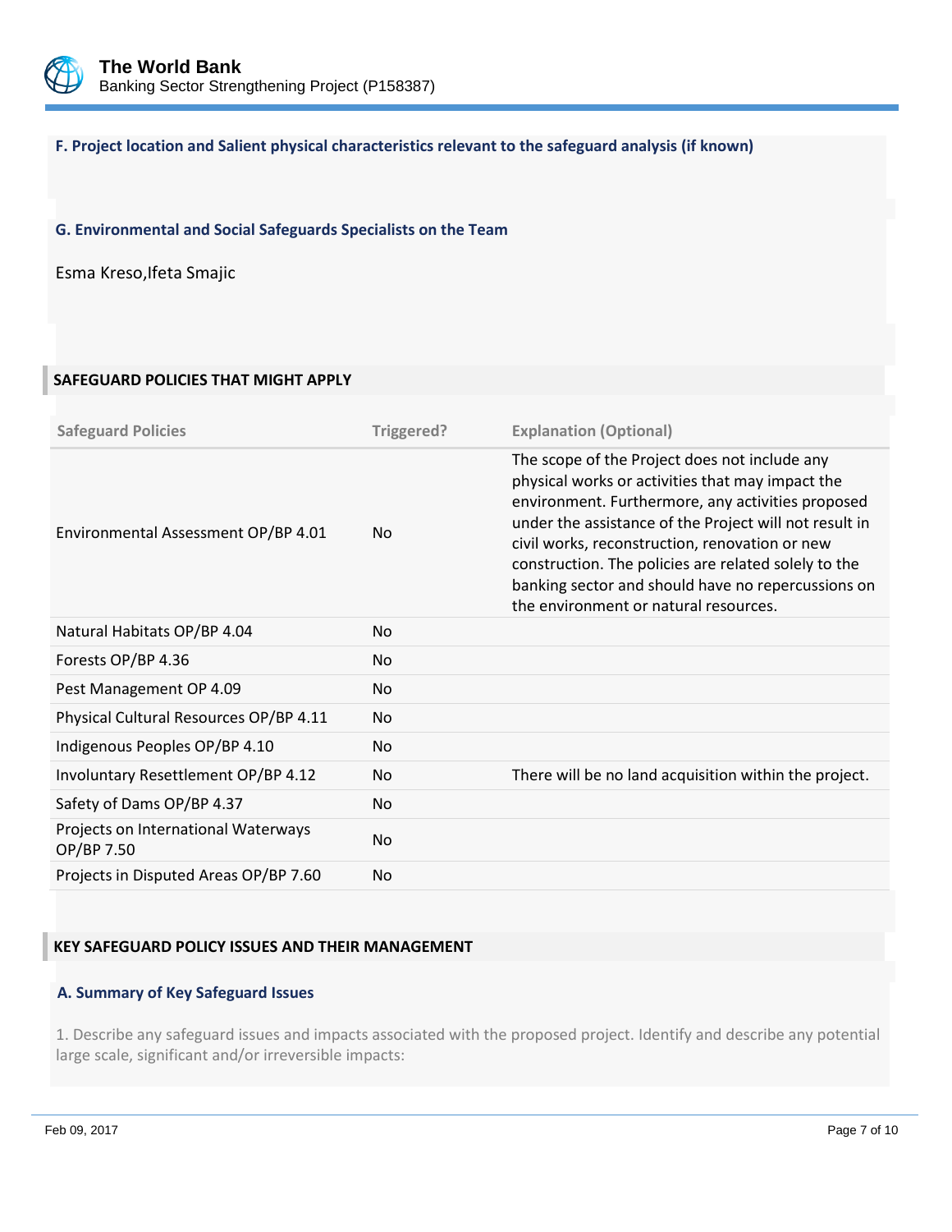### F. Project location and Salient physical characteristics relevant to the safeguard analysis (if known)

### G. Environmental and Social Safeguards Specialists on the Team

Esma Kreso,Ifeta Smajic

## SAFEGUARD POLICIES THAT MIGHT APPLY

| Safeguard Policies | Triggered? | Explanation (Optional) |
|---|---|---|
| Environmental Assessment OP/BP 4.01 | No | The scope of the Project does not include any physical works or activities that may impact the environment. Furthermore, any activities proposed under the assistance of the Project will not result in civil works, reconstruction, renovation or new construction. The policies are related solely to the banking sector and should have no repercussions on the environment or natural resources. |
| Natural Habitats OP/BP 4.04 | No | |
| Forests OP/BP 4.36 | No | |
| Pest Management OP 4.09 | No | |
| Physical Cultural Resources OP/BP 4.11 | No | |
| Indigenous Peoples OP/BP 4.10 | No | |
| Involuntary Resettlement OP/BP 4.12 | No | There will be no land acquisition within the project. |
| Safety of Dams OP/BP 4.37 | No | |
| Projects on International Waterways OP/BP 7.50 | No | |
| Projects in Disputed Areas OP/BP 7.60 | No | |

## KEY SAFEGUARD POLICY ISSUES AND THEIR MANAGEMENT

### A. Summary of Key Safeguard Issues

1. Describe any safeguard issues and impacts associated with the proposed project. Identify and describe any potential large scale, significant and/or irreversible impacts: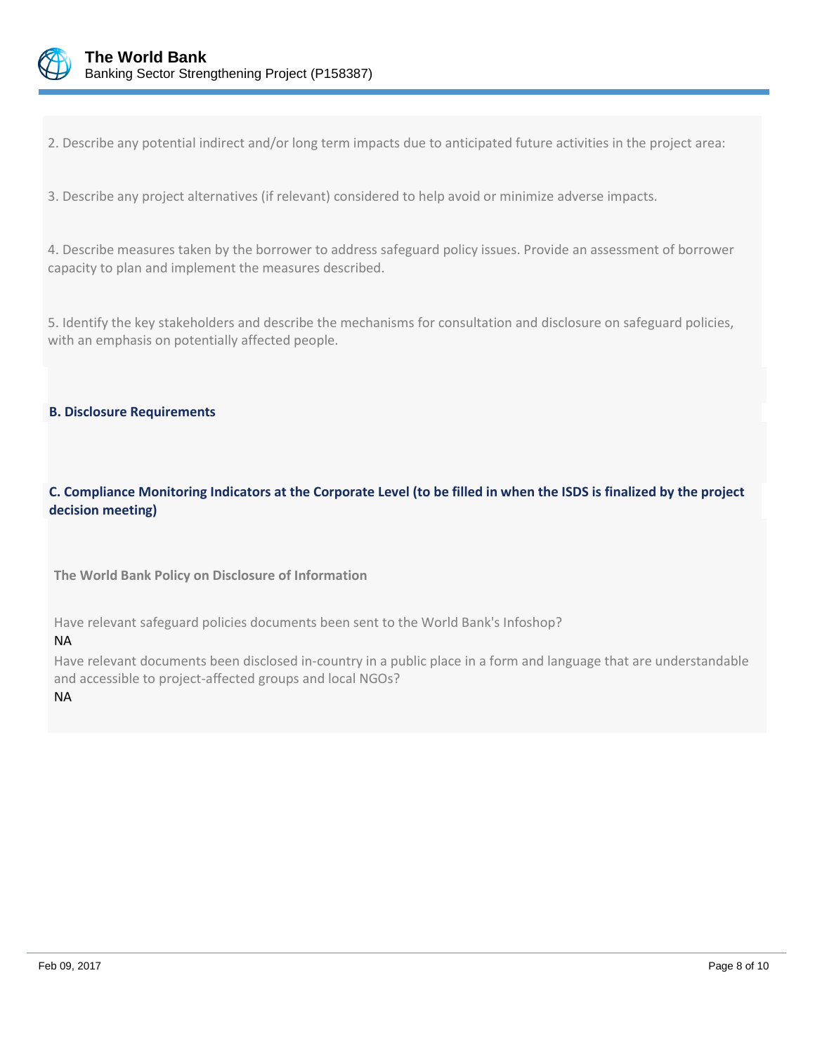2. Describe any potential indirect and/or long term impacts due to anticipated future activities in the project area:

3. Describe any project alternatives (if relevant) considered to help avoid or minimize adverse impacts.

4. Describe measures taken by the borrower to address safeguard policy issues. Provide an assessment of borrower capacity to plan and implement the measures described.

5. Identify the key stakeholders and describe the mechanisms for consultation and disclosure on safeguard policies, with an emphasis on potentially affected people.

**B. Disclosure Requirements**

**C. Compliance Monitoring Indicators at the Corporate Level (to be filled in when the ISDS is finalized by the project decision meeting)**

**The World Bank Policy on Disclosure of Information**

Have relevant safeguard policies documents been sent to the World Bank's Infoshop?
NA

Have relevant documents been disclosed in-country in a public place in a form and language that are understandable and accessible to project-affected groups and local NGOs?
NA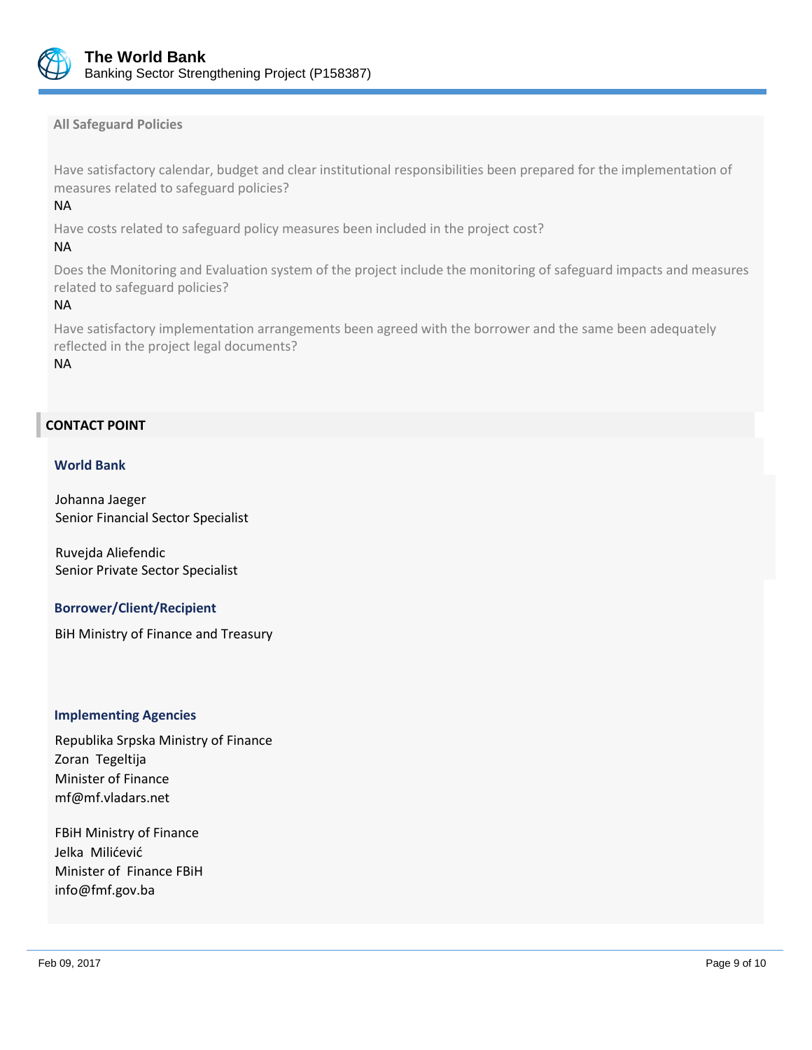**All Safeguard Policies**

Have satisfactory calendar, budget and clear institutional responsibilities been prepared for the implementation of measures related to safeguard policies?

NA

Have costs related to safeguard policy measures been included in the project cost?

NA

Does the Monitoring and Evaluation system of the project include the monitoring of safeguard impacts and measures related to safeguard policies?

NA

Have satisfactory implementation arrangements been agreed with the borrower and the same been adequately reflected in the project legal documents?

NA

## CONTACT POINT

### World Bank

Johanna Jaeger
Senior Financial Sector Specialist

Ruvejda Aliefendic
Senior Private Sector Specialist

### Borrower/Client/Recipient

BiH Ministry of Finance and Treasury

### Implementing Agencies

Republika Srpska Ministry of Finance
Zoran Tegeltija
Minister of Finance
mf@mf.vladars.net

FBiH Ministry of Finance
Jelka Milićević
Minister of Finance FBiH
info@fmf.gov.ba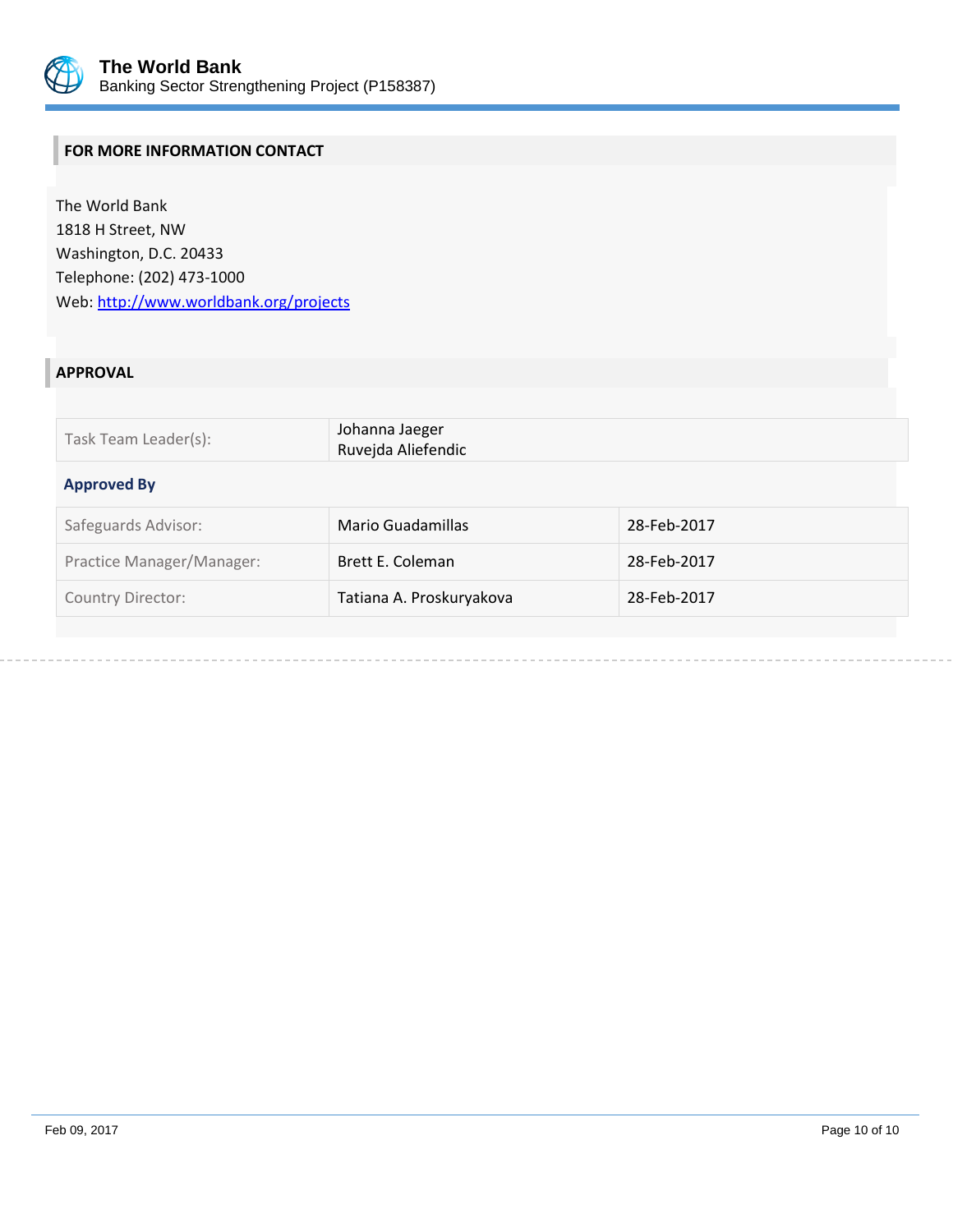## FOR MORE INFORMATION CONTACT

The World Bank
1818 H Street, NW
Washington, D.C. 20433
Telephone: (202) 473-1000
Web: http://www.worldbank.org/projects

## APPROVAL

| | |
|---|---|
| Task Team Leader(s): | Johanna Jaeger<br>Ruvejda Aliefendic |

### Approved By

| | | |
|---|---|---|
| Safeguards Advisor: | Mario Guadamillas | 28-Feb-2017 |
| Practice Manager/Manager: | Brett E. Coleman | 28-Feb-2017 |
| Country Director: | Tatiana A. Proskuryakova | 28-Feb-2017 |